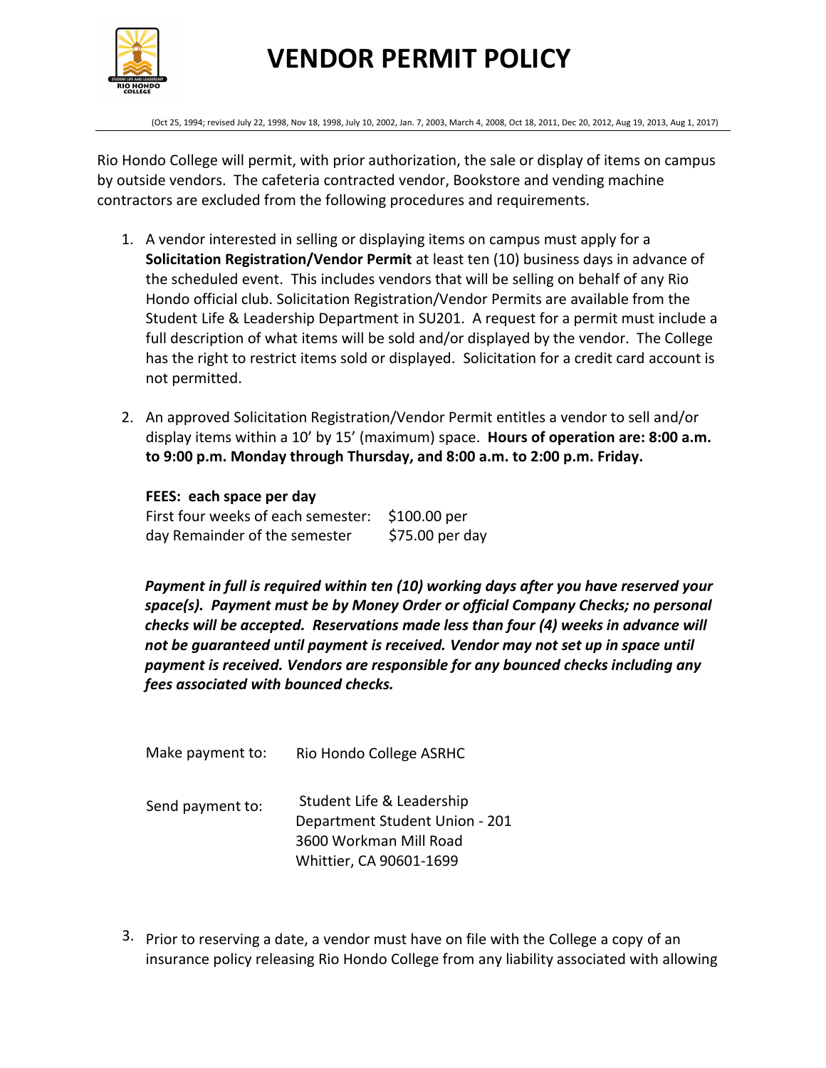# VENDOR PERMIT POLICY

(Oct 25, 1994; revised July 22, 1998, Nov 18, 1998, July 10, 2002, Jan. 7, 2003, March 4, 2008, Oct 18, 2011, Dec 20, 2012, Aug 19, 2013, Aug 1, 2017)

Rio Hondo College will permit, with prior authorization, the sale or display of items on campus by outside vendors. The cafeteria contracted vendor, Bookstore and vending machine contractors are excluded from the following procedures and requirements.

1. A vendor interested in selling or displaying items on campus must apply for a **Solicitation Registration/Vendor Permit** at least ten (10) business days in advance of the scheduled event. This includes vendors that will be selling on behalf of any Rio Hondo official club. Solicitation Registration/Vendor Permits are available from the Student Life & Leadership Department in SU201. A request for a permit must include a full description of what items will be sold and/or displayed by the vendor. The College has the right to restrict items sold or displayed. Solicitation for a credit card account is not permitted.

2. An approved Solicitation Registration/Vendor Permit entitles a vendor to sell and/or display items within a 10' by 15' (maximum) space. **Hours of operation are: 8:00 a.m. to 9:00 p.m. Monday through Thursday, and 8:00 a.m. to 2:00 p.m. Friday.**

   **FEES: each space per day**
   First four weeks of each semester: $100.00 per day
   Remainder of the semester $75.00 per day

   ***Payment in full is required within ten (10) working days after you have reserved your space(s). Payment must be by Money Order or official Company Checks; no personal checks will be accepted. Reservations made less than four (4) weeks in advance will not be guaranteed until payment is received. Vendor may not set up in space until payment is received. Vendors are responsible for any bounced checks including any fees associated with bounced checks.***

   Make payment to: Rio Hondo College ASRHC

   Send payment to: Student Life & Leadership Department Student Union - 201
   3600 Workman Mill Road
   Whittier, CA 90601-1699

3. Prior to reserving a date, a vendor must have on file with the College a copy of an insurance policy releasing Rio Hondo College from any liability associated with allowing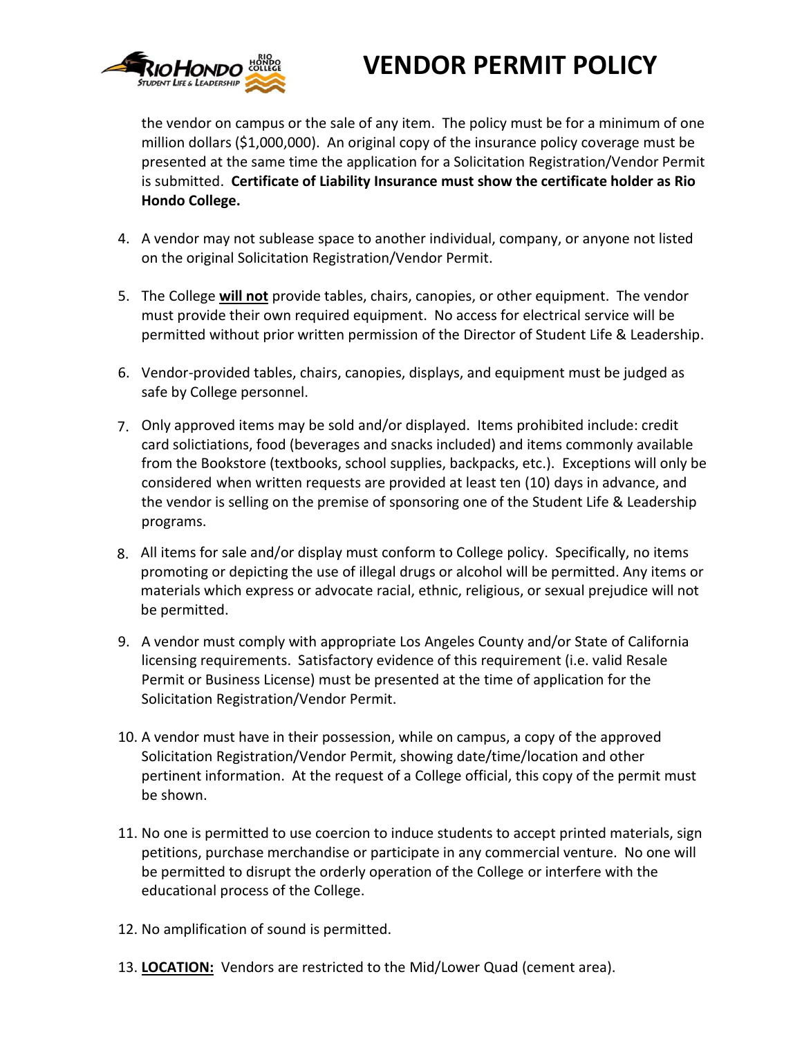the vendor on campus or the sale of any item. The policy must be for a minimum of one million dollars ($1,000,000). An original copy of the insurance policy coverage must be presented at the same time the application for a Solicitation Registration/Vendor Permit is submitted. **Certificate of Liability Insurance must show the certificate holder as Rio Hondo College.**

4. A vendor may not sublease space to another individual, company, or anyone not listed on the original Solicitation Registration/Vendor Permit.

5. The College **<u>will not</u>** provide tables, chairs, canopies, or other equipment. The vendor must provide their own required equipment. No access for electrical service will be permitted without prior written permission of the Director of Student Life & Leadership.

6. Vendor-provided tables, chairs, canopies, displays, and equipment must be judged as safe by College personnel.

7. Only approved items may be sold and/or displayed. Items prohibited include: credit card solictiations, food (beverages and snacks included) and items commonly available from the Bookstore (textbooks, school supplies, backpacks, etc.). Exceptions will only be considered when written requests are provided at least ten (10) days in advance, and the vendor is selling on the premise of sponsoring one of the Student Life & Leadership programs.

8. All items for sale and/or display must conform to College policy. Specifically, no items promoting or depicting the use of illegal drugs or alcohol will be permitted. Any items or materials which express or advocate racial, ethnic, religious, or sexual prejudice will not be permitted.

9. A vendor must comply with appropriate Los Angeles County and/or State of California licensing requirements. Satisfactory evidence of this requirement (i.e. valid Resale Permit or Business License) must be presented at the time of application for the Solicitation Registration/Vendor Permit.

10. A vendor must have in their possession, while on campus, a copy of the approved Solicitation Registration/Vendor Permit, showing date/time/location and other pertinent information. At the request of a College official, this copy of the permit must be shown.

11. No one is permitted to use coercion to induce students to accept printed materials, sign petitions, purchase merchandise or participate in any commercial venture. No one will be permitted to disrupt the orderly operation of the College or interfere with the educational process of the College.

12. No amplification of sound is permitted.

13. **<u>LOCATION:</u>** Vendors are restricted to the Mid/Lower Quad (cement area).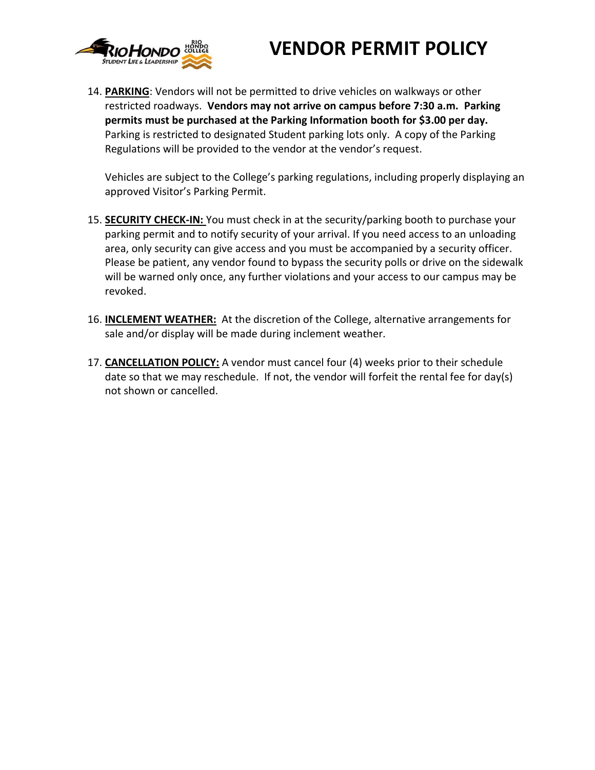# VENDOR PERMIT POLICY

14. **PARKING**: Vendors will not be permitted to drive vehicles on walkways or other restricted roadways. **Vendors may not arrive on campus before 7:30 a.m. Parking permits must be purchased at the Parking Information booth for $3.00 per day.** Parking is restricted to designated Student parking lots only. A copy of the Parking Regulations will be provided to the vendor at the vendor's request.

    Vehicles are subject to the College's parking regulations, including properly displaying an approved Visitor's Parking Permit.

15. **SECURITY CHECK-IN:** You must check in at the security/parking booth to purchase your parking permit and to notify security of your arrival. If you need access to an unloading area, only security can give access and you must be accompanied by a security officer. Please be patient, any vendor found to bypass the security polls or drive on the sidewalk will be warned only once, any further violations and your access to our campus may be revoked.

16. **INCLEMENT WEATHER:** At the discretion of the College, alternative arrangements for sale and/or display will be made during inclement weather.

17. **CANCELLATION POLICY:** A vendor must cancel four (4) weeks prior to their schedule date so that we may reschedule. If not, the vendor will forfeit the rental fee for day(s) not shown or cancelled.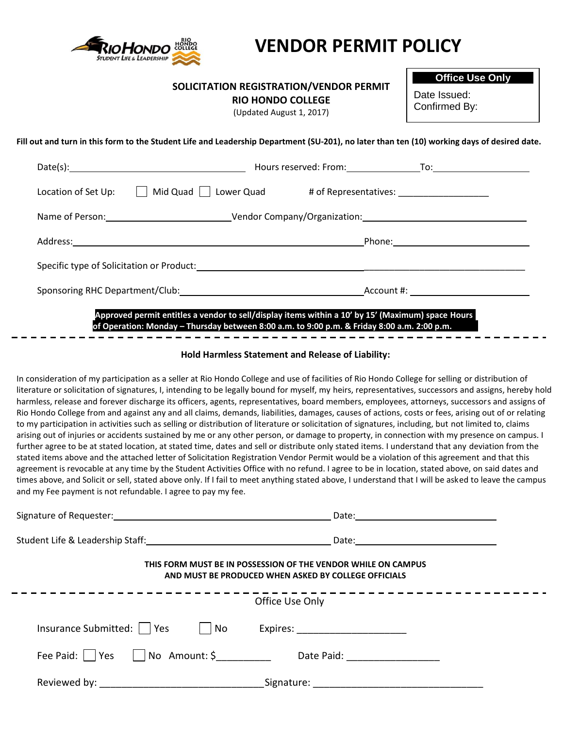# VENDOR PERMIT POLICY

**SOLICITATION REGISTRATION/VENDOR PERMIT**
**RIO HONDO COLLEGE**
(Updated August 1, 2017)

**Office Use Only**
Date Issued:
Confirmed By:

**Fill out and turn in this form to the Student Life and Leadership Department (SU-201), no later than ten (10) working days of desired date.**

Date(s): ______________________ Hours reserved: From: ____________ To: ____________

Location of Set Up: ☐ Mid Quad ☐ Lower Quad # of Representatives: ____________

Name of Person: ______________________ Vendor Company/Organization: ______________________

Address: ______________________ Phone: ______________________

Specific type of Solicitation or Product: ______________________

Sponsoring RHC Department/Club: ______________________ Account #: ______________________

**Approved permit entitles a vendor to sell/display items within a 10' by 15' (Maximum) space Hours of Operation: Monday – Thursday between 8:00 a.m. to 9:00 p.m. & Friday 8:00 a.m. 2:00 p.m.**

---

**Hold Harmless Statement and Release of Liability:**

In consideration of my participation as a seller at Rio Hondo College and use of facilities of Rio Hondo College for selling or distribution of literature or solicitation of signatures, I, intending to be legally bound for myself, my heirs, representatives, successors and assigns, hereby hold harmless, release and forever discharge its officers, agents, representatives, board members, employees, attorneys, successors and assigns of Rio Hondo College from and against any and all claims, demands, liabilities, damages, causes of actions, costs or fees, arising out of or relating to my participation in activities such as selling or distribution of literature or solicitation of signatures, including, but not limited to, claims arising out of injuries or accidents sustained by me or any other person, or damage to property, in connection with my presence on campus. I further agree to be at stated location, at stated time, dates and sell or distribute only stated items. I understand that any deviation from the stated items above and the attached letter of Solicitation Registration Vendor Permit would be a violation of this agreement and that this agreement is revocable at any time by the Student Activities Office with no refund. I agree to be in location, stated above, on said dates and times above, and Solicit or sell, stated above only. If I fail to meet anything stated above, I understand that I will be asked to leave the campus and my Fee payment is not refundable. I agree to pay my fee.

Signature of Requester: ______________________ Date: ______________________

Student Life & Leadership Staff: ______________________ Date: ______________________

**THIS FORM MUST BE IN POSSESSION OF THE VENDOR WHILE ON CAMPUS AND MUST BE PRODUCED WHEN ASKED BY COLLEGE OFFICIALS**

---

Office Use Only

Insurance Submitted: ☐ Yes ☐ No Expires: ____________________

Fee Paid: ☐ Yes ☐ No Amount: $__________ Date Paid: ________________

Reviewed by: ______________________ Signature: ______________________